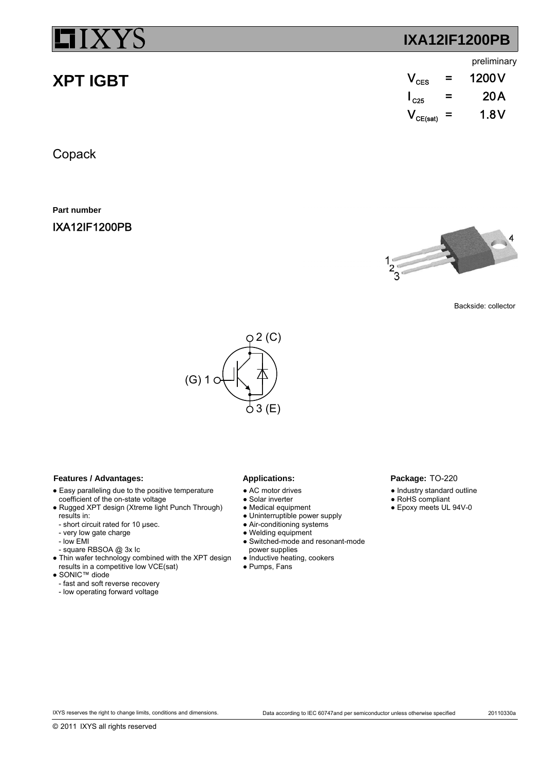# IXA12IF1200PB

preliminary

## XPT IGBT

| | | |
|---|---|---|
| $V_{CES}$ | = | 1200 V |
| $I_{C25}$ | = | 20 A |
| $V_{CE(sat)}$ | = | 1.8 V |

Copack

**Part number**

IXA12IF1200PB

1
2
3
4

Backside: collector

2 (C)
(G) 1
3 (E)

**Features / Advantages:**

- Easy paralleling due to the positive temperature coefficient of the on-state voltage
- Rugged XPT design (Xtreme light Punch Through) results in:
  - short circuit rated for 10 µsec.
  - very low gate charge
  - low EMI
  - square RBSOA @ 3x Ic
- Thin wafer technology combined with the XPT design results in a competitive low VCE(sat)
- SONIC™ diode
  - fast and soft reverse recovery
  - low operating forward voltage

**Applications:**

- AC motor drives
- Solar inverter
- Medical equipment
- Uninterruptible power supply
- Air-conditioning systems
- Welding equipment
- Switched-mode and resonant-mode power supplies
- Inductive heating, cookers
- Pumps, Fans

**Package:** TO-220

- Industry standard outline
- RoHS compliant
- Epoxy meets UL 94V-0

IXYS reserves the right to change limits, conditions and dimensions.

Data according to IEC 60747and per semiconductor unless otherwise specified

20110330a

© 2011 IXYS all rights reserved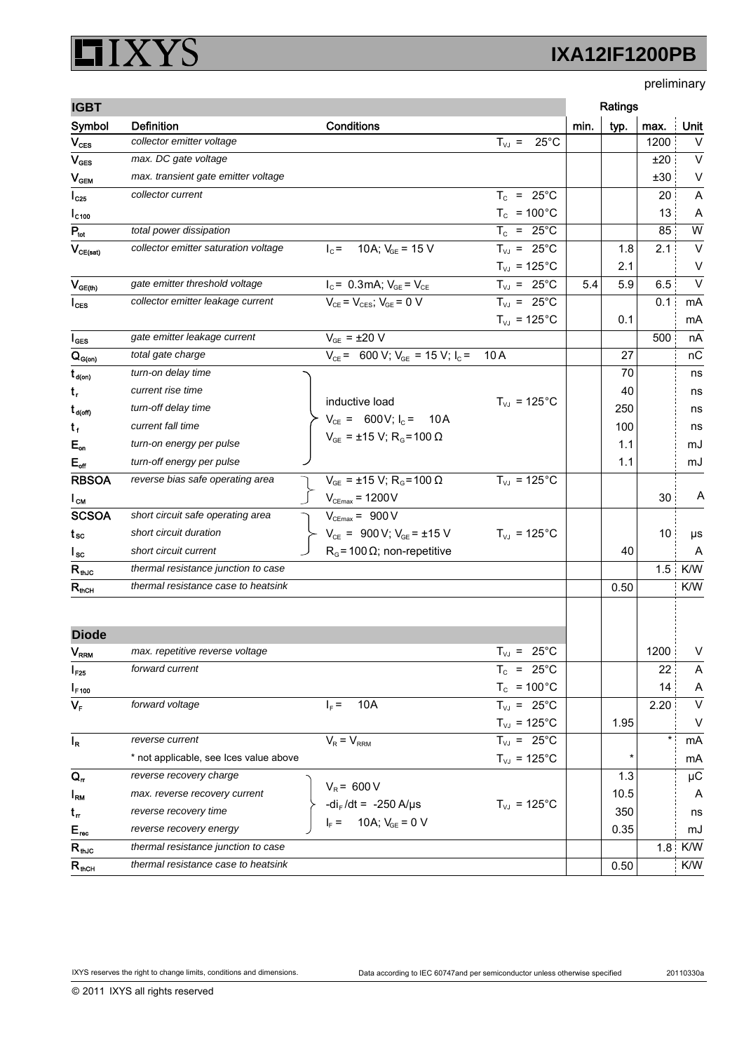# IXA12IF1200PB

preliminary

| IGBT | | | | Ratings | | | |
|---|---|---|---|---|---|---|---|
| Symbol | Definition | Conditions | | min. | typ. | max. | Unit |
| $V_{CES}$ | collector emitter voltage | | $T_{VJ}$ = 25°C | | | 1200 | V |
| $V_{GES}$ | max. DC gate voltage | | | | | ±20 | V |
| $V_{GEM}$ | max. transient gate emitter voltage | | | | | ±30 | V |
| $I_{C25}$ | collector current | | $T_C$ = 25°C | | | 20 | A |
| $I_{C100}$ | | | $T_C$ = 100°C | | | 13 | A |
| $P_{tot}$ | total power dissipation | | $T_C$ = 25°C | | | 85 | W |
| $V_{CE(sat)}$ | collector emitter saturation voltage | $I_C$ = 10A; $V_{GE}$ = 15 V | $T_{VJ}$ = 25°C | | 1.8 | 2.1 | V |
| | | | $T_{VJ}$ = 125°C | | 2.1 | | V |
| $V_{GE(th)}$ | gate emitter threshold voltage | $I_C$ = 0.3mA; $V_{GE}$ = $V_{CE}$ | $T_{VJ}$ = 25°C | 5.4 | 5.9 | 6.5 | V |
| $I_{CES}$ | collector emitter leakage current | $V_{CE}$ = $V_{CES}$; $V_{GE}$ = 0 V | $T_{VJ}$ = 25°C | | | 0.1 | mA |
| | | | $T_{VJ}$ = 125°C | | 0.1 | | mA |
| $I_{GES}$ | gate emitter leakage current | $V_{GE}$ = ±20 V | | | | 500 | nA |
| $Q_{G(on)}$ | total gate charge | $V_{CE}$ = 600 V; $V_{GE}$ = 15 V; $I_C$ = 10 A | | | 27 | | nC |
| $t_{d(on)}$ | turn-on delay time | inductive load<br>$V_{CE}$ = 600V; $I_C$ = 10A<br>$V_{GE}$ = ±15 V; $R_G$ = 100 Ω | $T_{VJ}$ = 125°C | | 70 | | ns |
| $t_r$ | current rise time | | | | 40 | | ns |
| $t_{d(off)}$ | turn-off delay time | | | | 250 | | ns |
| $t_f$ | current fall time | | | | 100 | | ns |
| $E_{on}$ | turn-on energy per pulse | | | | 1.1 | | mJ |
| $E_{off}$ | turn-off energy per pulse | | | | 1.1 | | mJ |
| RBSOA | reverse bias safe operating area | $V_{GE}$ = ±15 V; $R_G$ = 100 Ω | $T_{VJ}$ = 125°C | | | | |
| $I_{CM}$ | | $V_{CEmax}$ = 1200V | | | | 30 | A |
| SCSOA | short circuit safe operating area | $V_{CEmax}$ = 900 V | | | | | |
| $t_{SC}$ | short circuit duration | $V_{CE}$ = 900 V; $V_{GE}$ = ±15 V | $T_{VJ}$ = 125°C | | | 10 | µs |
| $I_{SC}$ | short circuit current | $R_G$ = 100 Ω; non-repetitive | | | 40 | | A |
| $R_{thJC}$ | thermal resistance junction to case | | | | | 1.5 | K/W |
| $R_{thCH}$ | thermal resistance case to heatsink | | | | 0.50 | | K/W |

| Diode | | | | | | | |
|---|---|---|---|---|---|---|---|
| $V_{RRM}$ | max. repetitive reverse voltage | | $T_{VJ}$ = 25°C | | | 1200 | V |
| $I_{F25}$ | forward current | | $T_C$ = 25°C | | | 22 | A |
| $I_{F100}$ | | | $T_C$ = 100°C | | | 14 | A |
| $V_F$ | forward voltage | $I_F$ = 10A | $T_{VJ}$ = 25°C | | | 2.20 | V |
| | | | $T_{VJ}$ = 125°C | | 1.95 | | V |
| $I_R$ | reverse current | $V_R$ = $V_{RRM}$ | $T_{VJ}$ = 25°C | | | * | mA |
| | * not applicable, see Ices value above | | $T_{VJ}$ = 125°C | | * | | mA |
| $Q_{rr}$ | reverse recovery charge | $V_R$ = 600 V<br>$-di_F/dt$ = -250 A/µs<br>$I_F$ = 10A; $V_{GE}$ = 0 V | $T_{VJ}$ = 125°C | | 1.3 | | µC |
| $I_{RM}$ | max. reverse recovery current | | | | 10.5 | | A |
| $t_{rr}$ | reverse recovery time | | | | 350 | | ns |
| $E_{rec}$ | reverse recovery energy | | | | 0.35 | | mJ |
| $R_{thJC}$ | thermal resistance junction to case | | | | | 1.8 | K/W |
| $R_{thCH}$ | thermal resistance case to heatsink | | | | 0.50 | | K/W |

IXYS reserves the right to change limits, conditions and dimensions. Data according to IEC 60747and per semiconductor unless otherwise specified 20110330a

© 2011 IXYS all rights reserved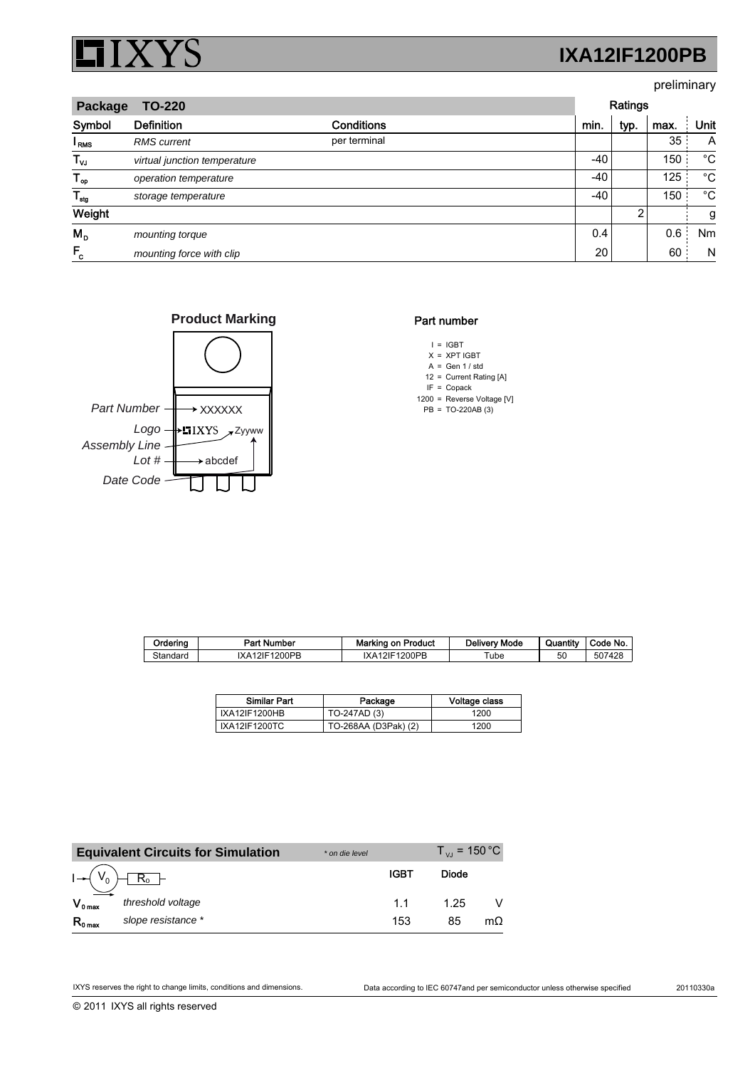# IXA12IF1200PB

preliminary

| Package TO-220 | | | Ratings | | | |
|---|---|---|---|---|---|---|
| Symbol | Definition | Conditions | min. | typ. | max. | Unit |
| $I_{RMS}$ | *RMS current* | per terminal | | | 35 | A |
| $T_{VJ}$ | *virtual junction temperature* | | -40 | | 150 | °C |
| $T_{op}$ | *operation temperature* | | -40 | | 125 | °C |
| $T_{stg}$ | *storage temperature* | | -40 | | 150 | °C |
| **Weight** | | | | 2 | | g |
| $M_D$ | *mounting torque* | | 0.4 | | 0.6 | Nm |
| $F_C$ | *mounting force with clip* | | 20 | | 60 | N |

**Product Marking**

*Part Number* → XXXXXX

*Logo* → IXYS Zyyww

*Assembly Line*

*Lot #* → abcdef

*Date Code*

**Part number**

I = IGBT
X = XPT IGBT
A = Gen 1 / std
12 = Current Rating [A]
IF = Copack
1200 = Reverse Voltage [V]
PB = TO-220AB (3)

| Ordering | Part Number | Marking on Product | Delivery Mode | Quantity | Code No. |
|---|---|---|---|---|---|
| Standard | IXA12IF1200PB | IXA12IF1200PB | Tube | 50 | 507428 |

| Similar Part | Package | Voltage class |
|---|---|---|
| IXA12IF1200HB | TO-247AD (3) | 1200 |
| IXA12IF1200TC | TO-268AA (D3Pak) (2) | 1200 |

| Equivalent Circuits for Simulation | | * on die level | $T_{VJ} = 150\,°C$ | |
|---|---|---|---|---|
| | | IGBT | Diode | |
| $V_{0\,max}$ | *threshold voltage* | 1.1 | 1.25 | V |
| $R_{0\,max}$ | *slope resistance \** | 153 | 85 | mΩ |

IXYS reserves the right to change limits, conditions and dimensions.

Data according to IEC 60747and per semiconductor unless otherwise specified

20110330a

© 2011 IXYS all rights reserved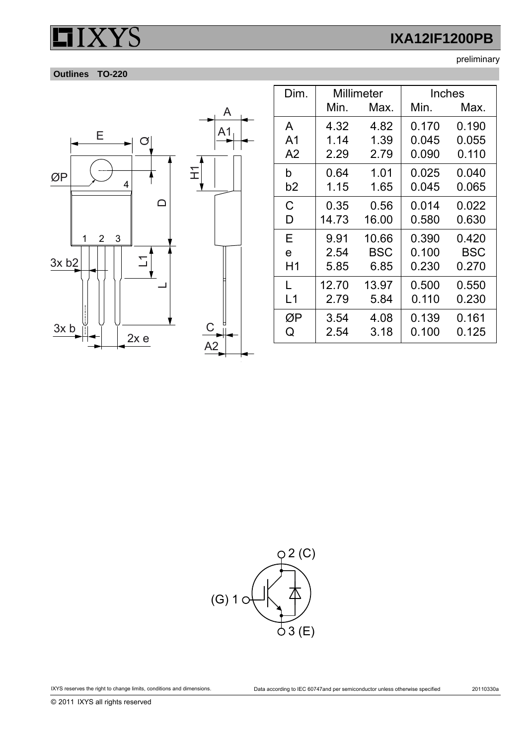preliminary

**Outlines TO-220**

| Dim. | Millimeter | | Inches | |
|---|---|---|---|---|
| | Min. | Max. | Min. | Max. |
| A | 4.32 | 4.82 | 0.170 | 0.190 |
| A1 | 1.14 | 1.39 | 0.045 | 0.055 |
| A2 | 2.29 | 2.79 | 0.090 | 0.110 |
| b | 0.64 | 1.01 | 0.025 | 0.040 |
| b2 | 1.15 | 1.65 | 0.045 | 0.065 |
| C | 0.35 | 0.56 | 0.014 | 0.022 |
| D | 14.73 | 16.00 | 0.580 | 0.630 |
| E | 9.91 | 10.66 | 0.390 | 0.420 |
| e | 2.54 | BSC | 0.100 | BSC |
| H1 | 5.85 | 6.85 | 0.230 | 0.270 |
| L | 12.70 | 13.97 | 0.500 | 0.550 |
| L1 | 2.79 | 5.84 | 0.110 | 0.230 |
| ØP | 3.54 | 4.08 | 0.139 | 0.161 |
| Q | 2.54 | 3.18 | 0.100 | 0.125 |

E
Q
ØP
4
D
1 2 3
3x b2
L1
L
3x b
2x e
A
A1
H1
C
A2

2 (C)
(G) 1
3 (E)

IXYS reserves the right to change limits, conditions and dimensions.

Data according to IEC 60747and per semiconductor unless otherwise specified

20110330a

© 2011 IXYS all rights reserved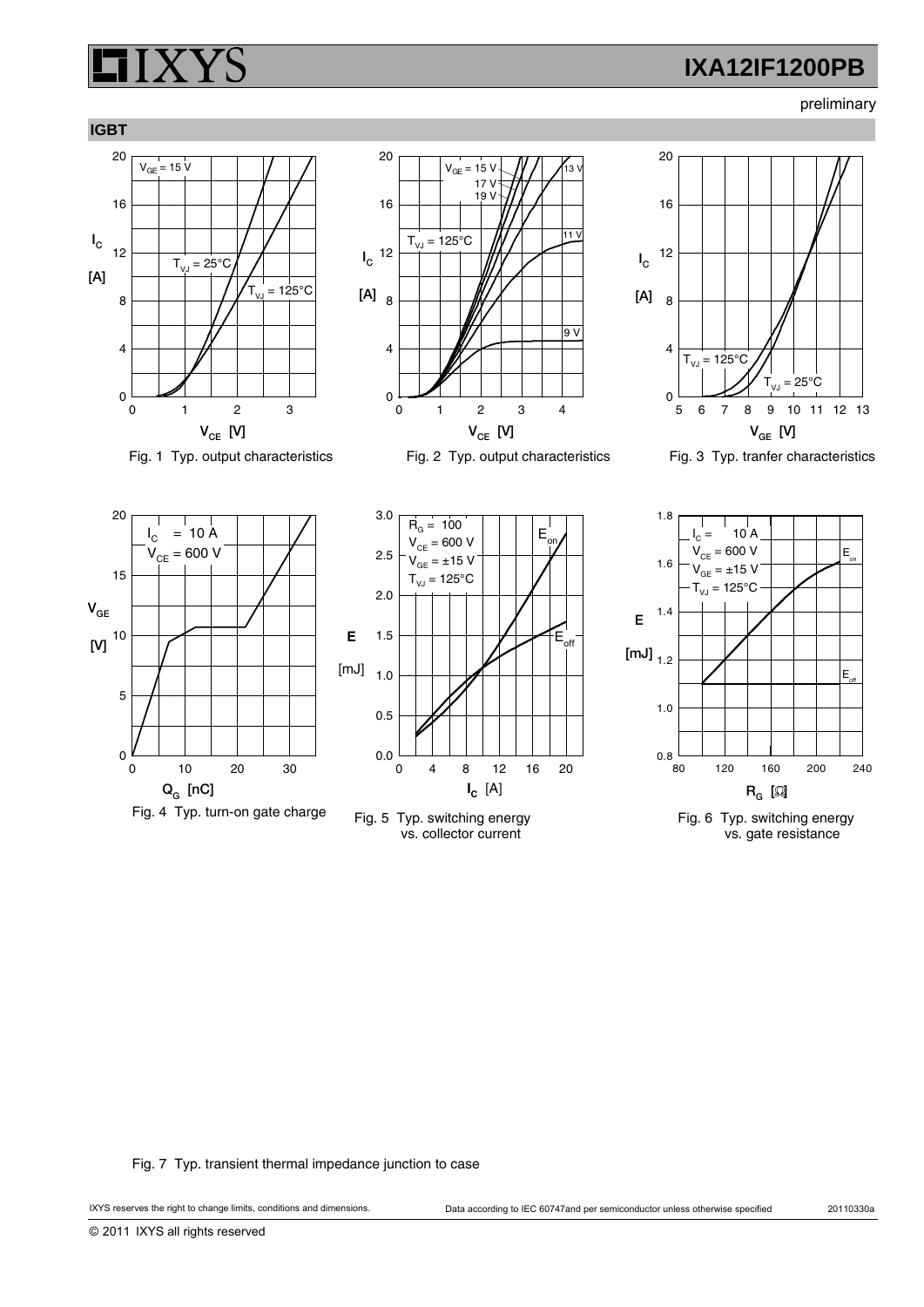preliminary

## IGBT

$V_{GE}$ = 15 V

$I_C$

[A]

$T_{VJ}$ = 25°C

$T_{VJ}$ = 125°C

$V_{CE}$ [V]

Fig. 1 Typ. output characteristics

$V_{GE}$ = 15 V

17 V

19 V

13 V

11 V

9 V

$T_{VJ}$ = 125°C

$I_C$

[A]

$V_{CE}$ [V]

Fig. 2 Typ. output characteristics

$I_C$

[A]

$T_{VJ}$ = 125°C

$T_{VJ}$ = 25°C

$V_{GE}$ [V]

Fig. 3 Typ. tranfer characteristics

$I_C$ = 10 A

$V_{CE}$ = 600 V

$V_{GE}$

[V]

$Q_G$ [nC]

Fig. 4 Typ. turn-on gate charge

$R_G$ = 100

$V_{CE}$ = 600 V

$V_{GE}$ = ±15 V

$T_{VJ}$ = 125°C

$E_{on}$

$E_{off}$

E

[mJ]

$I_C$ [A]

Fig. 5 Typ. switching energy vs. collector current

$I_C$ = 10 A

$V_{CE}$ = 600 V

$V_{GE}$ = ±15 V

$T_{VJ}$ = 125°C

$E_{on}$

$E_{off}$

E

[mJ]

$R_G$ [Ω]

Fig. 6 Typ. switching energy vs. gate resistance

Fig. 7 Typ. transient thermal impedance junction to case

IXYS reserves the right to change limits, conditions and dimensions.

Data according to IEC 60747and per semiconductor unless otherwise specified

20110330a

© 2011 IXYS all rights reserved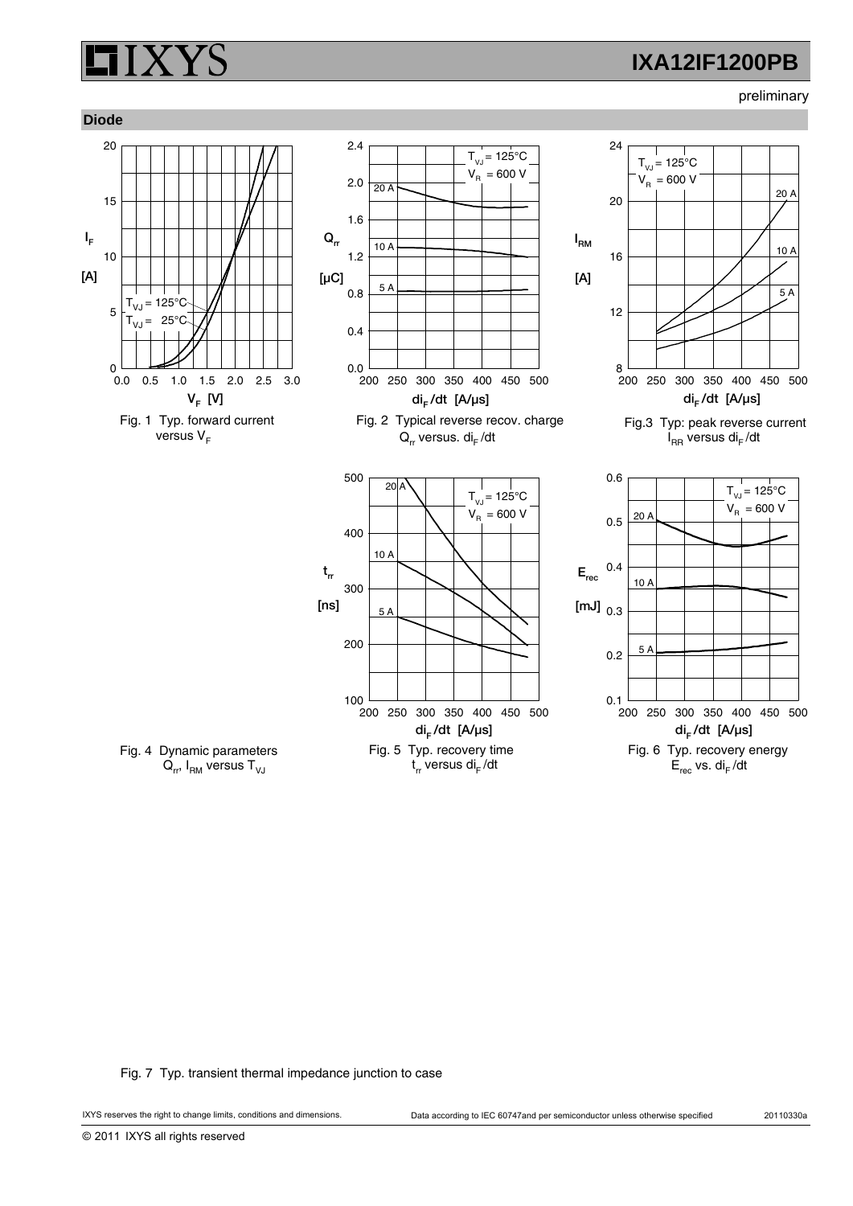preliminary

## Diode

20
15
10
5
0

$I_F$

[A]

$T_{VJ}$ = 125°C
$T_{VJ}$ = 25°C

0.0 0.5 1.0 1.5 2.0 2.5 3.0

$V_F$ [V]

Fig. 1 Typ. forward current versus $V_F$

2.4
2.0
1.6
1.2
0.8
0.4
0.0

$Q_{rr}$

[µC]

$T_{VJ}$ = 125°C
$V_R$ = 600 V

20 A
10 A
5 A

200 250 300 350 400 450 500

$di_F/dt$ [A/µs]

Fig. 2 Typical reverse recov. charge $Q_{rr}$ versus. $di_F/dt$

24
20
16
12
8

$I_{RM}$

[A]

$T_{VJ}$ = 125°C
$V_R$ = 600 V

20 A
10 A
5 A

200 250 300 350 400 450 500

$di_F/dt$ [A/µs]

Fig.3 Typ: peak reverse current $I_{RR}$ versus $di_F/dt$

500
400
300
200
100

$t_{rr}$

[ns]

$T_{VJ}$ = 125°C
$V_R$ = 600 V

20 A
10 A
5 A

200 250 300 350 400 450 500

$di_F/dt$ [A/µs]

Fig. 5 Typ. recovery time $t_{rr}$ versus $di_F/dt$

0.6
0.5
0.4
0.3
0.2
0.1

$E_{rec}$

[mJ]

$T_{VJ}$ = 125°C
$V_R$ = 600 V

20 A
10 A
5 A

200 250 300 350 400 450 500

$di_F/dt$ [A/µs]

Fig. 6 Typ. recovery energy $E_{rec}$ vs. $di_F/dt$

Fig. 4 Dynamic parameters $Q_{rr}$, $I_{RM}$ versus $T_{VJ}$

Fig. 7 Typ. transient thermal impedance junction to case

IXYS reserves the right to change limits, conditions and dimensions.

Data according to IEC 60747and per semiconductor unless otherwise specified

20110330a

© 2011 IXYS all rights reserved